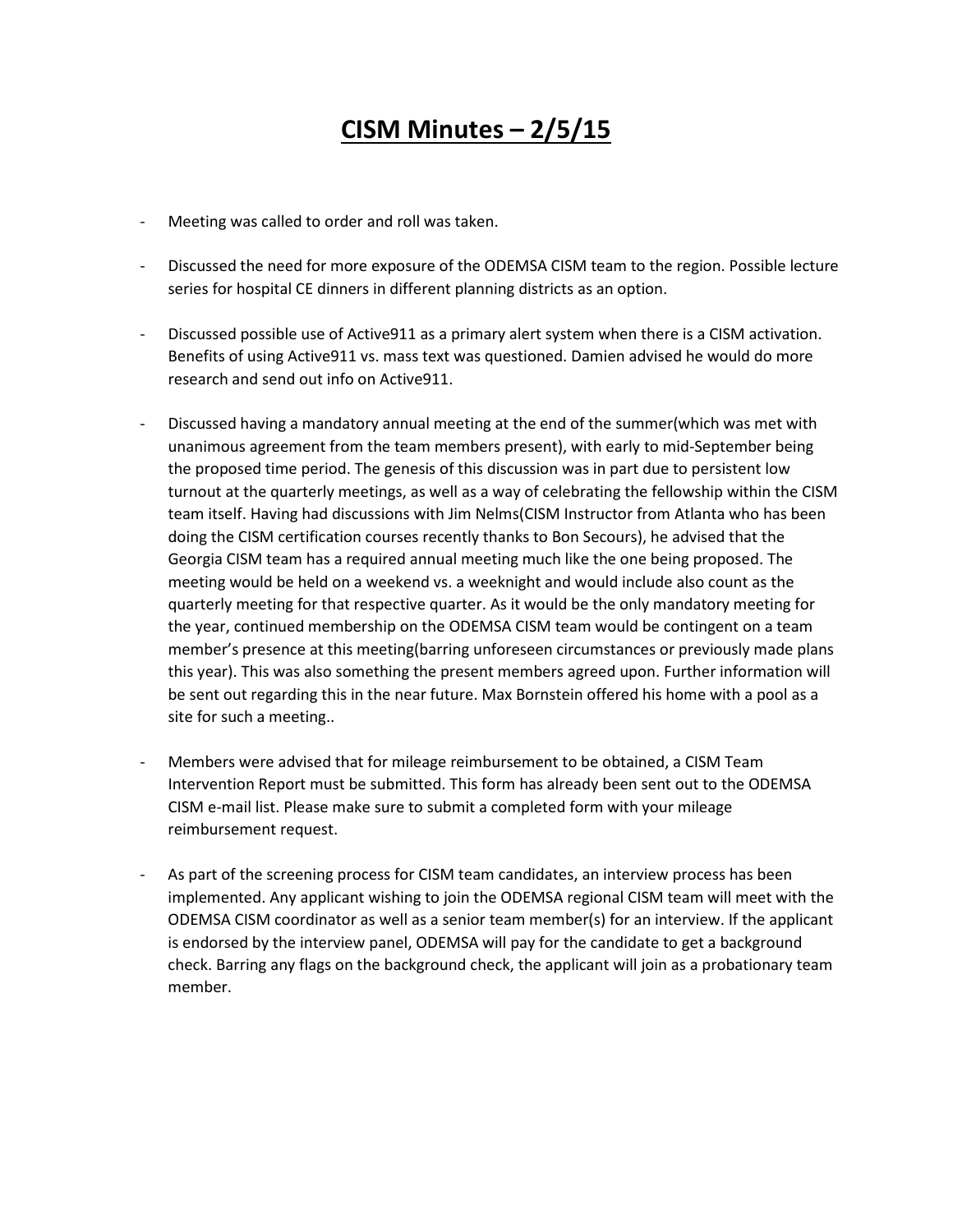# CISM Minutes – 2/5/15

- Meeting was called to order and roll was taken.
- Discussed the need for more exposure of the ODEMSA CISM team to the region. Possible lecture series for hospital CE dinners in different planning districts as an option.
- Discussed possible use of Active911 as a primary alert system when there is a CISM activation. Benefits of using Active911 vs. mass text was questioned. Damien advised he would do more research and send out info on Active911.
- Discussed having a mandatory annual meeting at the end of the summer(which was met with unanimous agreement from the team members present), with early to mid-September being the proposed time period. The genesis of this discussion was in part due to persistent low turnout at the quarterly meetings, as well as a way of celebrating the fellowship within the CISM team itself. Having had discussions with Jim Nelms(CISM Instructor from Atlanta who has been doing the CISM certification courses recently thanks to Bon Secours), he advised that the Georgia CISM team has a required annual meeting much like the one being proposed. The meeting would be held on a weekend vs. a weeknight and would include also count as the quarterly meeting for that respective quarter. As it would be the only mandatory meeting for the year, continued membership on the ODEMSA CISM team would be contingent on a team member's presence at this meeting(barring unforeseen circumstances or previously made plans this year). This was also something the present members agreed upon. Further information will be sent out regarding this in the near future. Max Bornstein offered his home with a pool as a site for such a meeting..
- Members were advised that for mileage reimbursement to be obtained, a CISM Team Intervention Report must be submitted. This form has already been sent out to the ODEMSA CISM e-mail list. Please make sure to submit a completed form with your mileage reimbursement request.
- As part of the screening process for CISM team candidates, an interview process has been implemented. Any applicant wishing to join the ODEMSA regional CISM team will meet with the ODEMSA CISM coordinator as well as a senior team member(s) for an interview. If the applicant is endorsed by the interview panel, ODEMSA will pay for the candidate to get a background check. Barring any flags on the background check, the applicant will join as a probationary team member.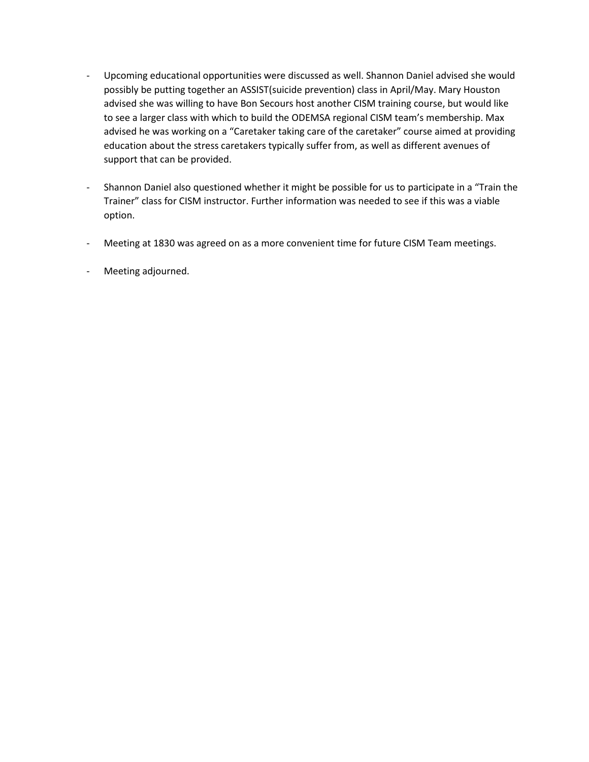- Upcoming educational opportunities were discussed as well. Shannon Daniel advised she would possibly be putting together an ASSIST(suicide prevention) class in April/May. Mary Houston advised she was willing to have Bon Secours host another CISM training course, but would like to see a larger class with which to build the ODEMSA regional CISM team's membership. Max advised he was working on a "Caretaker taking care of the caretaker" course aimed at providing education about the stress caretakers typically suffer from, as well as different avenues of support that can be provided.

- Shannon Daniel also questioned whether it might be possible for us to participate in a "Train the Trainer" class for CISM instructor. Further information was needed to see if this was a viable option.

- Meeting at 1830 was agreed on as a more convenient time for future CISM Team meetings.

- Meeting adjourned.